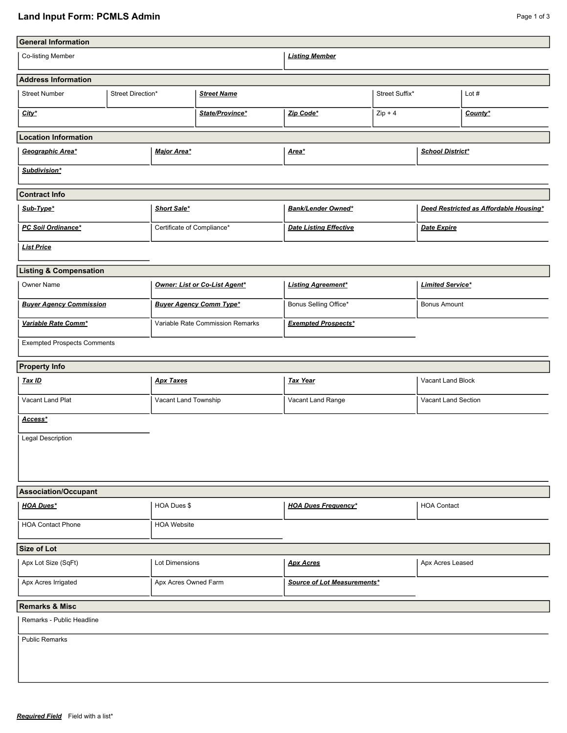# Land Input Form: PCMLS Admin

## General Information

| Co-listing Member | ***Listing Member*** |
|---|---|
| | |

## Address Information

| Street Number | Street Direction* | ***Street Name*** | Street Suffix* | Lot # |
|---|---|---|---|---|
| | | | | |

| ***City**** | ***State/Province**** | ***Zip Code**** | Zip + 4 | ***County**** |
|---|---|---|---|---|
| | | | | |

## Location Information

| ***Geographic Area**** | ***Major Area**** | ***Area**** | ***School District**** |
|---|---|---|---|
| | | | |

| ***Subdivision**** |
|---|
| |

## Contract Info

| ***Sub-Type**** | ***Short Sale**** | ***Bank/Lender Owned**** | ***Deed Restricted as Affordable Housing**** |
|---|---|---|---|
| ***PC Soil Ordinance**** | Certificate of Compliance* | ***Date Listing Effective*** | ***Date Expire*** |
| ***List Price*** | | | |

## Listing & Compensation

| Owner Name | ***Owner: List or Co-List Agent**** | ***Listing Agreement**** | ***Limited Service**** |
|---|---|---|---|
| ***Buyer Agency Commission*** | ***Buyer Agency Comm Type**** | Bonus Selling Office* | Bonus Amount |
| ***Variable Rate Comm**** | Variable Rate Commission Remarks | ***Exempted Prospects**** | |

| Exempted Prospects Comments |
|---|
| |

## Property Info

| ***Tax ID*** | ***Apx Taxes*** | ***Tax Year*** | Vacant Land Block |
|---|---|---|---|
| Vacant Land Plat | Vacant Land Township | Vacant Land Range | Vacant Land Section |
| ***Access**** | | | |

| Legal Description |
|---|
| |

## Association/Occupant

| ***HOA Dues**** | HOA Dues $ | ***HOA Dues Frequency**** | HOA Contact |
|---|---|---|---|
| HOA Contact Phone | HOA Website | | |

## Size of Lot

| Apx Lot Size (SqFt) | Lot Dimensions | ***Apx Acres*** | Apx Acres Leased |
|---|---|---|---|
| Apx Acres Irrigated | Apx Acres Owned Farm | ***Source of Lot Measurements**** | |

## Remarks & Misc

| Remarks - Public Headline |
|---|
| |

| Public Remarks |
|---|
| |

***Required Field*** Field with a list*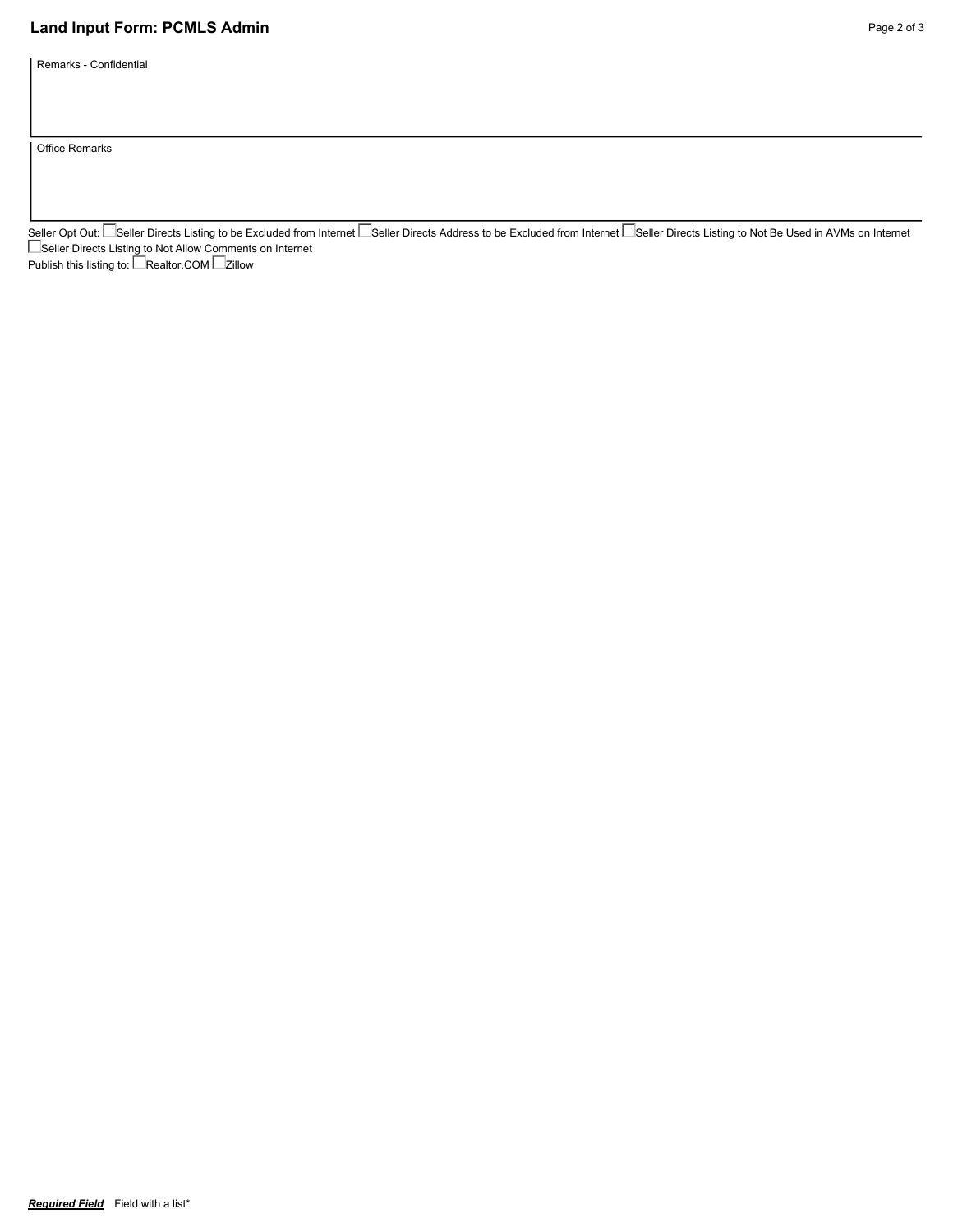## Land Input Form: PCMLS Admin

Remarks - Confidential

Office Remarks

Seller Opt Out: ☐ Seller Directs Listing to be Excluded from Internet ☐ Seller Directs Address to be Excluded from Internet ☐ Seller Directs Listing to Not Be Used in AVMs on Internet ☐ Seller Directs Listing to Not Allow Comments on Internet

Publish this listing to: ☐ Realtor.COM ☐ Zillow

***Required Field*** Field with a list*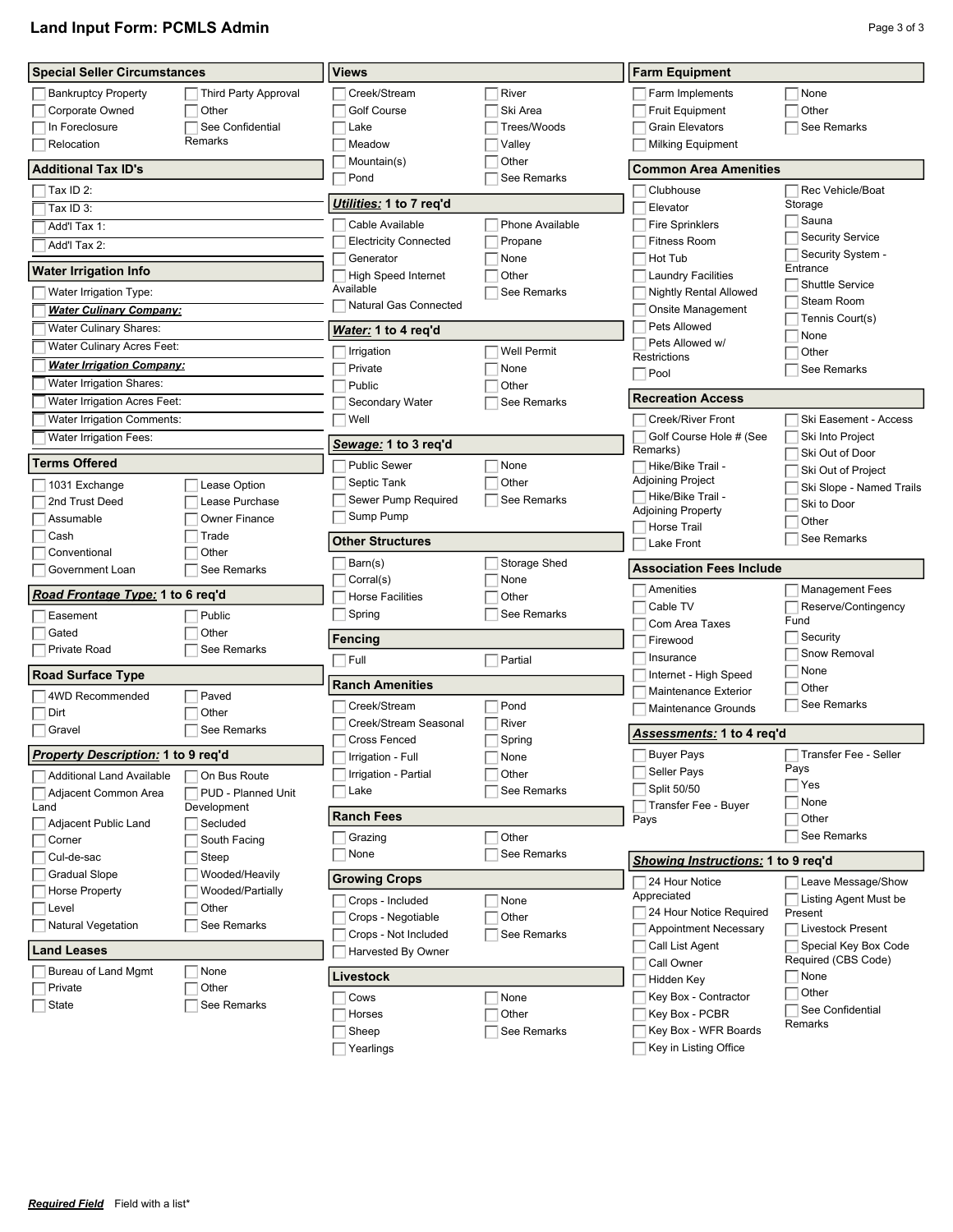# Land Input Form: PCMLS Admin

## Special Seller Circumstances

- [ ] Bankruptcy Property
- [ ] Corporate Owned
- [ ] In Foreclosure
- [ ] Relocation
- [ ] Third Party Approval
- [ ] Other
- [ ] See Confidential Remarks

## Additional Tax ID's

- [ ] Tax ID 2:
- [ ] Tax ID 3:
- [ ] Add'l Tax 1:
- [ ] Add'l Tax 2:

## Water Irrigation Info

- [ ] Water Irrigation Type:
- [ ] ***Water Culinary Company:***
- [ ] Water Culinary Shares:
- [ ] Water Culinary Acres Feet:
- [ ] ***Water Irrigation Company:***
- [ ] Water Irrigation Shares:
- [ ] Water Irrigation Acres Feet:
- [ ] Water Irrigation Comments:
- [ ] Water Irrigation Fees:

## Terms Offered

- [ ] 1031 Exchange
- [ ] 2nd Trust Deed
- [ ] Assumable
- [ ] Cash
- [ ] Conventional
- [ ] Government Loan
- [ ] Lease Option
- [ ] Lease Purchase
- [ ] Owner Finance
- [ ] Trade
- [ ] Other
- [ ] See Remarks

## ***Road Frontage Type:*** 1 to 6 req'd

- [ ] Easement
- [ ] Gated
- [ ] Private Road
- [ ] Public
- [ ] Other
- [ ] See Remarks

## Road Surface Type

- [ ] 4WD Recommended
- [ ] Dirt
- [ ] Gravel
- [ ] Paved
- [ ] Other
- [ ] See Remarks

## ***Property Description:*** 1 to 9 req'd

- [ ] Additional Land Available
- [ ] Adjacent Common Area Land
- [ ] Adjacent Public Land
- [ ] Corner
- [ ] Cul-de-sac
- [ ] Gradual Slope
- [ ] Horse Property
- [ ] Level
- [ ] Natural Vegetation
- [ ] On Bus Route
- [ ] PUD - Planned Unit Development
- [ ] Secluded
- [ ] South Facing
- [ ] Steep
- [ ] Wooded/Heavily
- [ ] Wooded/Partially
- [ ] Other
- [ ] See Remarks

## Land Leases

- [ ] Bureau of Land Mgmt
- [ ] Private
- [ ] State
- [ ] None
- [ ] Other
- [ ] See Remarks

## Views

- [ ] Creek/Stream
- [ ] Golf Course
- [ ] Lake
- [ ] Meadow
- [ ] Mountain(s)
- [ ] Pond
- [ ] River
- [ ] Ski Area
- [ ] Trees/Woods
- [ ] Valley
- [ ] Other
- [ ] See Remarks

## ***Utilities:*** 1 to 7 req'd

- [ ] Cable Available
- [ ] Electricity Connected
- [ ] Generator
- [ ] High Speed Internet Available
- [ ] Natural Gas Connected
- [ ] Phone Available
- [ ] Propane
- [ ] None
- [ ] Other
- [ ] See Remarks

## ***Water:*** 1 to 4 req'd

- [ ] Irrigation
- [ ] Private
- [ ] Public
- [ ] Secondary Water
- [ ] Well
- [ ] Well Permit
- [ ] None
- [ ] Other
- [ ] See Remarks

## ***Sewage:*** 1 to 3 req'd

- [ ] Public Sewer
- [ ] Septic Tank
- [ ] Sewer Pump Required
- [ ] Sump Pump
- [ ] None
- [ ] Other
- [ ] See Remarks

## Other Structures

- [ ] Barn(s)
- [ ] Corral(s)
- [ ] Horse Facilities
- [ ] Spring
- [ ] Storage Shed
- [ ] None
- [ ] Other
- [ ] See Remarks

## Fencing

- [ ] Full
- [ ] Partial

## Ranch Amenities

- [ ] Creek/Stream
- [ ] Creek/Stream Seasonal
- [ ] Cross Fenced
- [ ] Irrigation - Full
- [ ] Irrigation - Partial
- [ ] Lake
- [ ] Pond
- [ ] River
- [ ] Spring
- [ ] None
- [ ] Other
- [ ] See Remarks

## Ranch Fees

- [ ] Grazing
- [ ] None
- [ ] Other
- [ ] See Remarks

## Growing Crops

- [ ] Crops - Included
- [ ] Crops - Negotiable
- [ ] Crops - Not Included
- [ ] Harvested By Owner
- [ ] None
- [ ] Other
- [ ] See Remarks

## Livestock

- [ ] Cows
- [ ] Horses
- [ ] Sheep
- [ ] Yearlings
- [ ] None
- [ ] Other
- [ ] See Remarks

## Farm Equipment

- [ ] Farm Implements
- [ ] Fruit Equipment
- [ ] Grain Elevators
- [ ] Milking Equipment
- [ ] None
- [ ] Other
- [ ] See Remarks

## Common Area Amenities

- [ ] Clubhouse
- [ ] Elevator
- [ ] Fire Sprinklers
- [ ] Fitness Room
- [ ] Hot Tub
- [ ] Laundry Facilities
- [ ] Nightly Rental Allowed
- [ ] Onsite Management
- [ ] Pets Allowed
- [ ] Pets Allowed w/ Restrictions
- [ ] Pool
- [ ] Rec Vehicle/Boat Storage
- [ ] Sauna
- [ ] Security Service
- [ ] Security System - Entrance
- [ ] Shuttle Service
- [ ] Steam Room
- [ ] Tennis Court(s)
- [ ] None
- [ ] Other
- [ ] See Remarks

## Recreation Access

- [ ] Creek/River Front
- [ ] Golf Course Hole # (See Remarks)
- [ ] Hike/Bike Trail - Adjoining Project
- [ ] Hike/Bike Trail - Adjoining Property
- [ ] Horse Trail
- [ ] Lake Front
- [ ] Ski Easement - Access
- [ ] Ski Into Project
- [ ] Ski Out of Door
- [ ] Ski Out of Project
- [ ] Ski Slope - Named Trails
- [ ] Ski to Door
- [ ] Other
- [ ] See Remarks

## Association Fees Include

- [ ] Amenities
- [ ] Cable TV
- [ ] Com Area Taxes
- [ ] Firewood
- [ ] Insurance
- [ ] Internet - High Speed
- [ ] Maintenance Exterior
- [ ] Maintenance Grounds
- [ ] Management Fees
- [ ] Reserve/Contingency Fund
- [ ] Security
- [ ] Snow Removal
- [ ] None
- [ ] Other
- [ ] See Remarks

## ***Assessments:*** 1 to 4 req'd

- [ ] Buyer Pays
- [ ] Seller Pays
- [ ] Split 50/50
- [ ] Transfer Fee - Buyer Pays
- [ ] Transfer Fee - Seller Pays
- [ ] Yes
- [ ] None
- [ ] Other
- [ ] See Remarks

## ***Showing Instructions:*** 1 to 9 req'd

- [ ] 24 Hour Notice Appreciated
- [ ] 24 Hour Notice Required
- [ ] Appointment Necessary
- [ ] Call List Agent
- [ ] Call Owner
- [ ] Hidden Key
- [ ] Key Box - Contractor
- [ ] Key Box - PCBR
- [ ] Key Box - WFR Boards
- [ ] Key in Listing Office
- [ ] Leave Message/Show
- [ ] Listing Agent Must be Present
- [ ] Livestock Present
- [ ] Special Key Box Code Required (CBS Code)
- [ ] None
- [ ] Other
- [ ] See Confidential Remarks

***Required Field*** Field with a list*